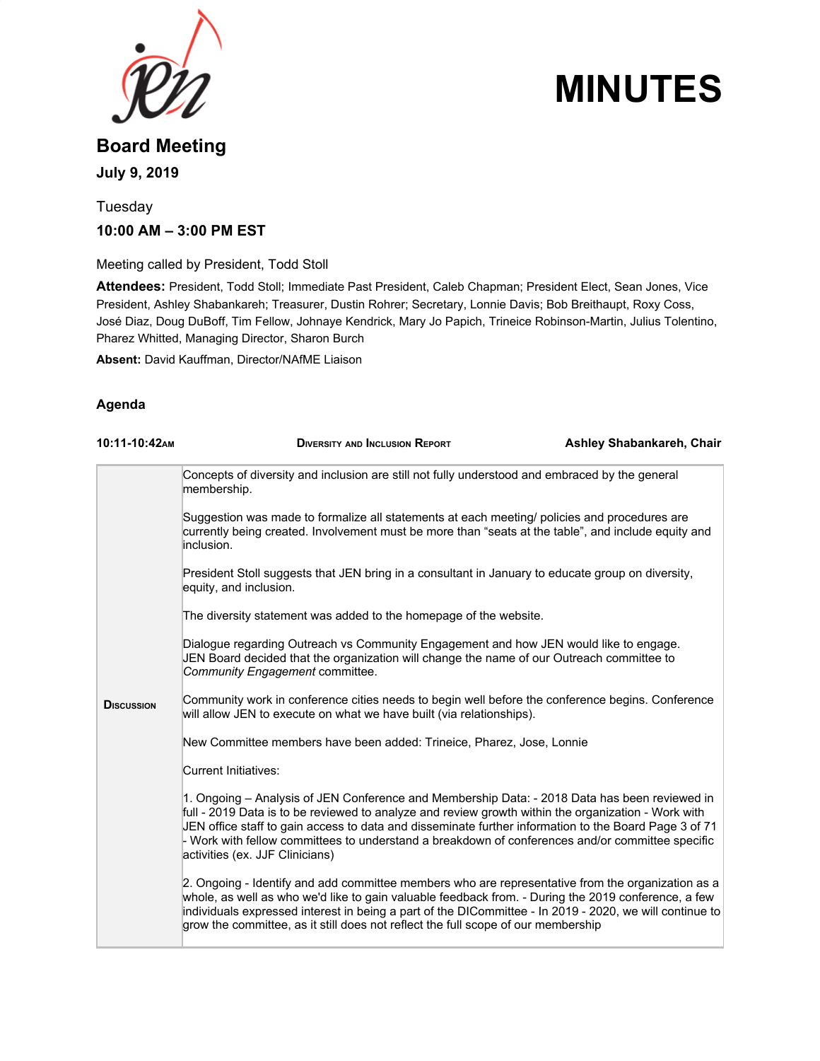# MINUTES

## Board Meeting

**July 9, 2019**

Tuesday

**10:00 AM – 3:00 PM EST**

Meeting called by President, Todd Stoll

**Attendees:** President, Todd Stoll; Immediate Past President, Caleb Chapman; President Elect, Sean Jones, Vice President, Ashley Shabankareh; Treasurer, Dustin Rohrer; Secretary, Lonnie Davis; Bob Breithaupt, Roxy Coss, José Diaz, Doug DuBoff, Tim Fellow, Johnaye Kendrick, Mary Jo Papich, Trineice Robinson-Martin, Julius Tolentino, Pharez Whitted, Managing Director, Sharon Burch

**Absent:** David Kauffman, Director/NAfME Liaison

### Agenda

| 10:11-10:42AM | Diversity and Inclusion Report | Ashley Shabankareh, Chair |
|---|---|---|

| | |
|---|---|
| **Discussion** | Concepts of diversity and inclusion are still not fully understood and embraced by the general membership.<br><br>Suggestion was made to formalize all statements at each meeting/ policies and procedures are currently being created. Involvement must be more than "seats at the table", and include equity and inclusion.<br><br>President Stoll suggests that JEN bring in a consultant in January to educate group on diversity, equity, and inclusion.<br><br>The diversity statement was added to the homepage of the website.<br><br>Dialogue regarding Outreach vs Community Engagement and how JEN would like to engage. JEN Board decided that the organization will change the name of our Outreach committee to *Community Engagement* committee.<br><br>Community work in conference cities needs to begin well before the conference begins. Conference will allow JEN to execute on what we have built (via relationships).<br><br>New Committee members have been added: Trineice, Pharez, Jose, Lonnie<br><br>Current Initiatives:<br><br>1. Ongoing – Analysis of JEN Conference and Membership Data: - 2018 Data has been reviewed in full - 2019 Data is to be reviewed to analyze and review growth within the organization - Work with JEN office staff to gain access to data and disseminate further information to the Board Page 3 of 71 - Work with fellow committees to understand a breakdown of conferences and/or committee specific activities (ex. JJF Clinicians)<br><br>2. Ongoing - Identify and add committee members who are representative from the organization as a whole, as well as who we'd like to gain valuable feedback from. - During the 2019 conference, a few individuals expressed interest in being a part of the DICommittee - In 2019 - 2020, we will continue to grow the committee, as it still does not reflect the full scope of our membership |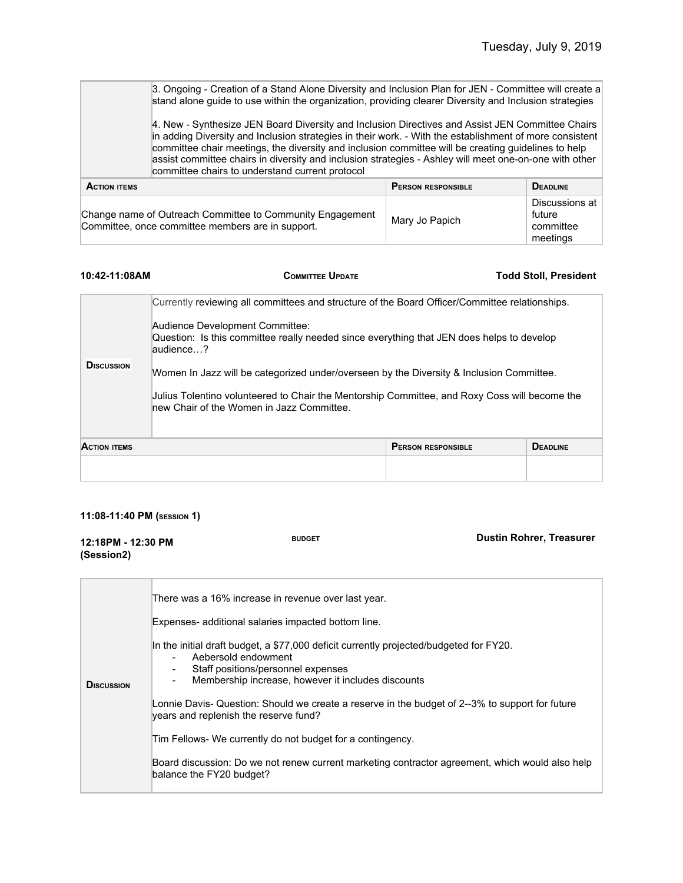Tuesday, July 9, 2019

| | |
|---|---|
| | 3. Ongoing - Creation of a Stand Alone Diversity and Inclusion Plan for JEN - Committee will create a stand alone guide to use within the organization, providing clearer Diversity and Inclusion strategies<br><br>4. New - Synthesize JEN Board Diversity and Inclusion Directives and Assist JEN Committee Chairs in adding Diversity and Inclusion strategies in their work. - With the establishment of more consistent committee chair meetings, the diversity and inclusion committee will be creating guidelines to help assist committee chairs in diversity and inclusion strategies - Ashley will meet one-on-one with other committee chairs to understand current protocol |

| **Action items** | **Person responsible** | **Deadline** |
|---|---|---|
| Change name of Outreach Committee to Community Engagement Committee, once committee members are in support. | Mary Jo Papich | Discussions at future committee meetings |

**10:42-11:08AM** **Committee Update** **Todd Stoll, President**

| | |
|---|---|
| **Discussion** | Currently reviewing all committees and structure of the Board Officer/Committee relationships.<br><br>Audience Development Committee:<br>Question: Is this committee really needed since everything that JEN does helps to develop audience…?<br><br>Women In Jazz will be categorized under/overseen by the Diversity & Inclusion Committee.<br><br>Julius Tolentino volunteered to Chair the Mentorship Committee, and Roxy Coss will become the new Chair of the Women in Jazz Committee. |

| **Action items** | **Person responsible** | **Deadline** |
|---|---|---|
| | | |

**11:08-11:40 PM (session 1)**

**12:18PM - 12:30 PM (Session2)** **budget** **Dustin Rohrer, Treasurer**

| | |
|---|---|
| **Discussion** | There was a 16% increase in revenue over last year.<br><br>Expenses- additional salaries impacted bottom line.<br><br>In the initial draft budget, a $77,000 deficit currently projected/budgeted for FY20.<br>- Aebersold endowment<br>- Staff positions/personnel expenses<br>- Membership increase, however it includes discounts<br><br>Lonnie Davis- Question: Should we create a reserve in the budget of 2--3% to support for future years and replenish the reserve fund?<br><br>Tim Fellows- We currently do not budget for a contingency.<br><br>Board discussion: Do we not renew current marketing contractor agreement, which would also help balance the FY20 budget? |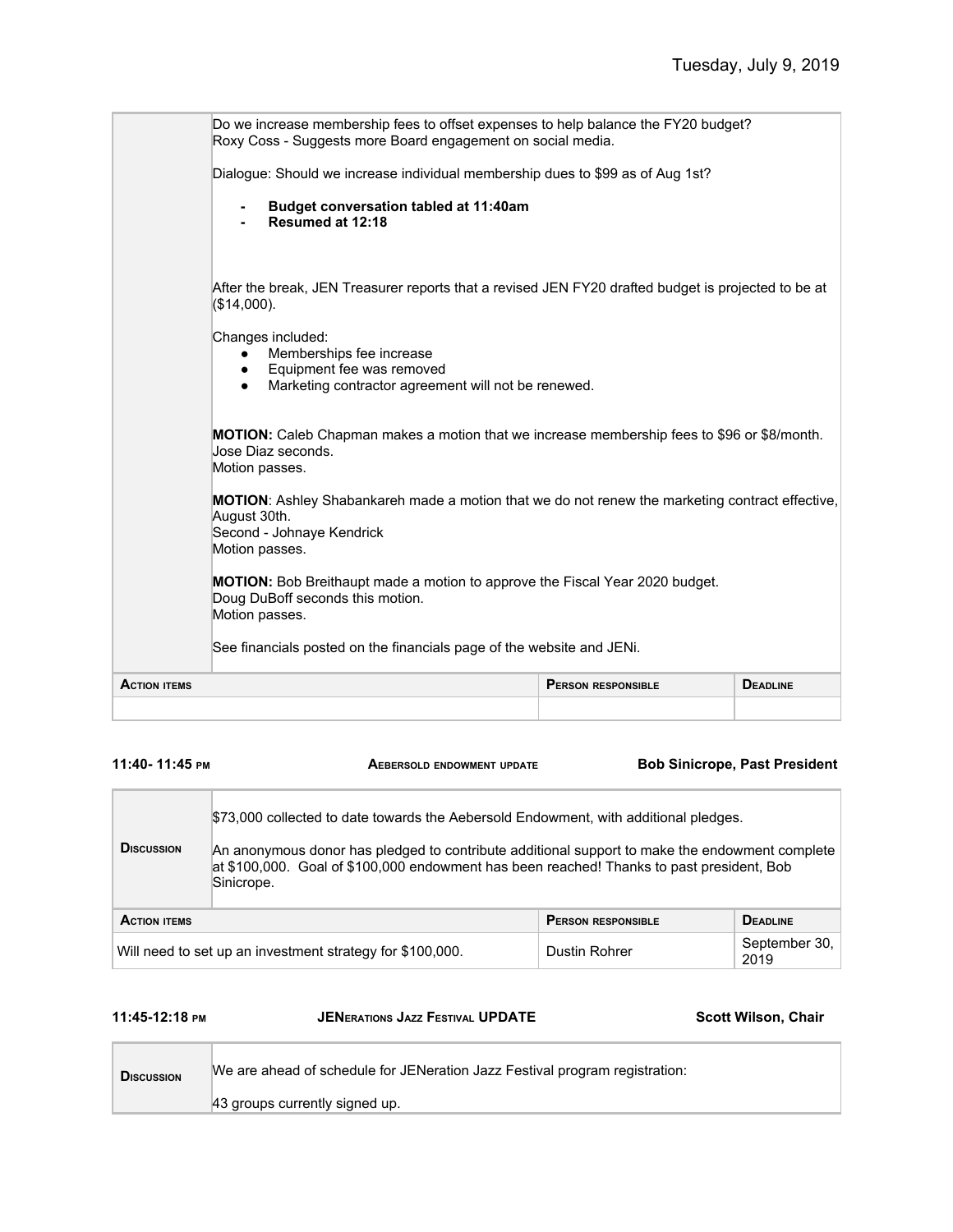Tuesday, July 9, 2019

| | |
|---|---|
| | Do we increase membership fees to offset expenses to help balance the FY20 budget?<br>Roxy Coss - Suggests more Board engagement on social media.<br><br>Dialogue: Should we increase individual membership dues to $99 as of Aug 1st?<br><br>- **Budget conversation tabled at 11:40am**<br>- **Resumed at 12:18**<br><br>After the break, JEN Treasurer reports that a revised JEN FY20 drafted budget is projected to be at ($14,000).<br><br>Changes included:<br>● Memberships fee increase<br>● Equipment fee was removed<br>● Marketing contractor agreement will not be renewed.<br><br>**MOTION:** Caleb Chapman makes a motion that we increase membership fees to $96 or $8/month. Jose Diaz seconds.<br>Motion passes.<br><br>**MOTION**: Ashley Shabankareh made a motion that we do not renew the marketing contract effective, August 30th.<br>Second - Johnaye Kendrick<br>Motion passes.<br><br>**MOTION:** Bob Breithaupt made a motion to approve the Fiscal Year 2020 budget.<br>Doug DuBoff seconds this motion.<br>Motion passes.<br><br>See financials posted on the financials page of the website and JENi. |

| Action items | Person responsible | Deadline |
|---|---|---|
| | | |

**11:40- 11:45 PM** **AEBERSOLD ENDOWMENT UPDATE** **Bob Sinicrope, Past President**

| | |
|---|---|
| **Discussion** | $73,000 collected to date towards the Aebersold Endowment, with additional pledges.<br><br>An anonymous donor has pledged to contribute additional support to make the endowment complete at $100,000. Goal of $100,000 endowment has been reached! Thanks to past president, Bob Sinicrope. |

| Action items | Person responsible | Deadline |
|---|---|---|
| Will need to set up an investment strategy for $100,000. | Dustin Rohrer | September 30, 2019 |

**11:45-12:18 PM** **JENERATIONS JAZZ FESTIVAL UPDATE** **Scott Wilson, Chair**

| | |
|---|---|
| **Discussion** | We are ahead of schedule for JENeration Jazz Festival program registration:<br><br>43 groups currently signed up. |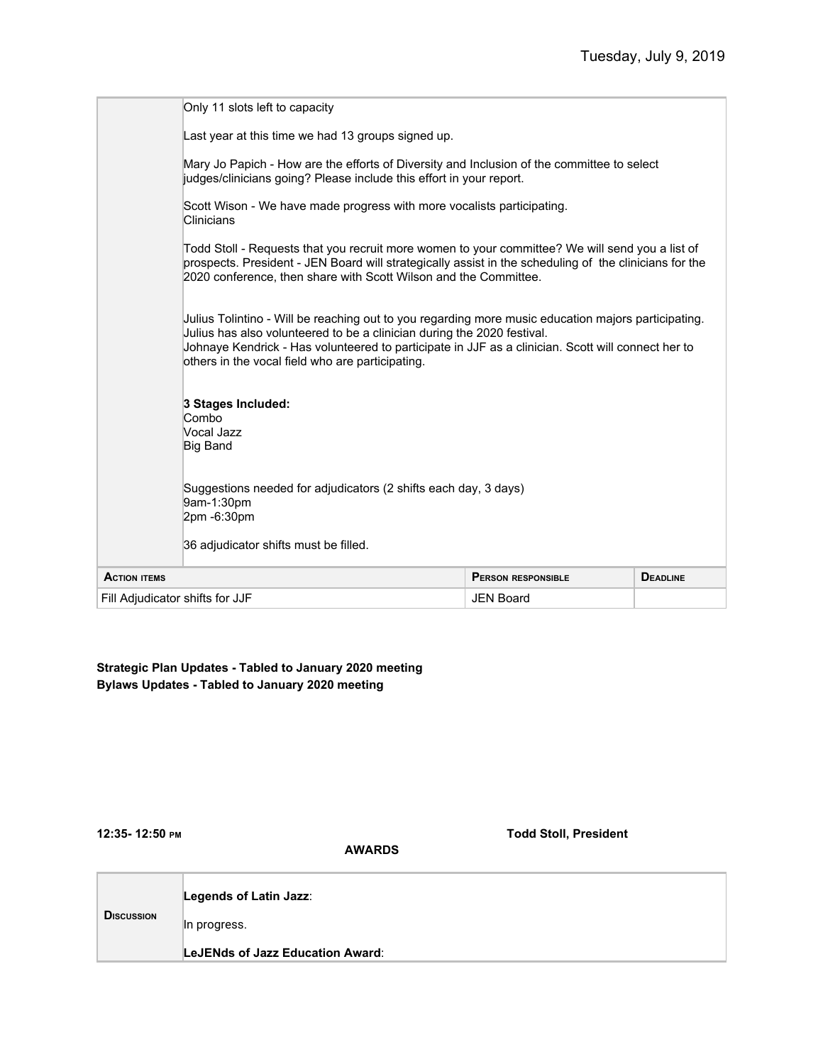| | |
|---|---|
| | Only 11 slots left to capacity<br><br>Last year at this time we had 13 groups signed up.<br><br>Mary Jo Papich - How are the efforts of Diversity and Inclusion of the committee to select judges/clinicians going? Please include this effort in your report.<br><br>Scott Wison - We have made progress with more vocalists participating.<br>Clinicians<br><br>Todd Stoll - Requests that you recruit more women to your committee? We will send you a list of prospects. President - JEN Board will strategically assist in the scheduling of the clinicians for the 2020 conference, then share with Scott Wilson and the Committee.<br><br>Julius Tolintino - Will be reaching out to you regarding more music education majors participating. Julius has also volunteered to be a clinician during the 2020 festival.<br>Johnaye Kendrick - Has volunteered to participate in JJF as a clinician. Scott will connect her to others in the vocal field who are participating.<br><br>**3 Stages Included:**<br>Combo<br>Vocal Jazz<br>Big Band<br><br>Suggestions needed for adjudicators (2 shifts each day, 3 days)<br>9am-1:30pm<br>2pm -6:30pm<br><br>36 adjudicator shifts must be filled. |

| Action items | Person responsible | Deadline |
|---|---|---|
| Fill Adjudicator shifts for JJF | JEN Board | |

**Strategic Plan Updates - Tabled to January 2020 meeting**
**Bylaws Updates - Tabled to January 2020 meeting**

**12:35- 12:50 PM** **AWARDS** **Todd Stoll, President**

| | |
|---|---|
| **Discussion** | **Legends of Latin Jazz**:<br><br>In progress.<br><br>**LeJENds of Jazz Education Award**: |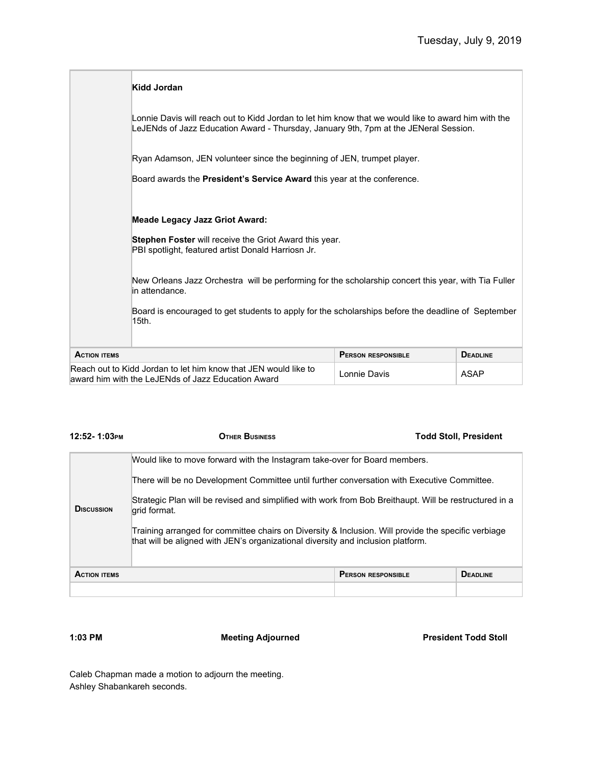Tuesday, July 9, 2019

| | |
|---|---|
| | **Kidd Jordan**<br><br>Lonnie Davis will reach out to Kidd Jordan to let him know that we would like to award him with the LeJENds of Jazz Education Award - Thursday, January 9th, 7pm at the JENeral Session.<br><br>Ryan Adamson, JEN volunteer since the beginning of JEN, trumpet player.<br><br>Board awards the **President's Service Award** this year at the conference.<br><br>**Meade Legacy Jazz Griot Award:**<br><br>**Stephen Foster** will receive the Griot Award this year.<br>PBI spotlight, featured artist Donald Harriosn Jr.<br><br>New Orleans Jazz Orchestra will be performing for the scholarship concert this year, with Tia Fuller in attendance.<br><br>Board is encouraged to get students to apply for the scholarships before the deadline of September 15th. |

| Action items | Person responsible | Deadline |
|---|---|---|
| Reach out to Kidd Jordan to let him know that JEN would like to award him with the LeJENds of Jazz Education Award | Lonnie Davis | ASAP |

**12:52- 1:03pm** **Other Business** **Todd Stoll, President**

| | |
|---|---|
| **Discussion** | Would like to move forward with the Instagram take-over for Board members.<br><br>There will be no Development Committee until further conversation with Executive Committee.<br><br>Strategic Plan will be revised and simplified with work from Bob Breithaupt. Will be restructured in a grid format.<br><br>Training arranged for committee chairs on Diversity & Inclusion. Will provide the specific verbiage that will be aligned with JEN's organizational diversity and inclusion platform. |

| Action items | Person responsible | Deadline |
|---|---|---|
| | | |

**1:03 PM** **Meeting Adjourned** **President Todd Stoll**

Caleb Chapman made a motion to adjourn the meeting.
Ashley Shabankareh seconds.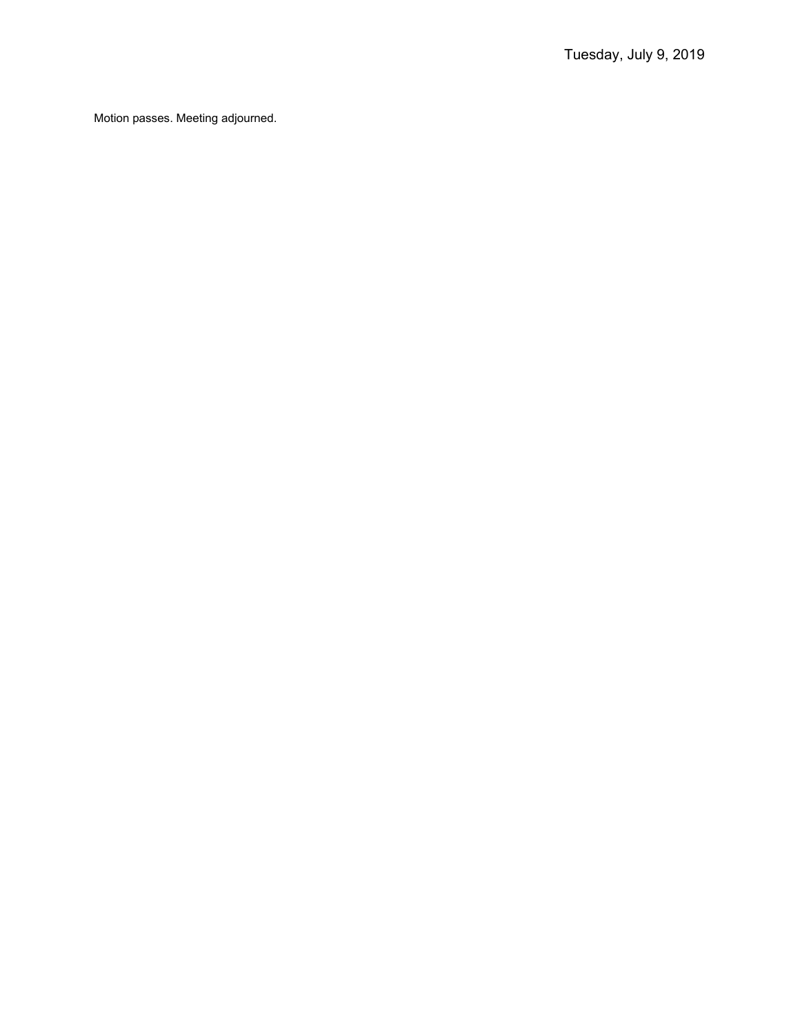Motion passes. Meeting adjourned.